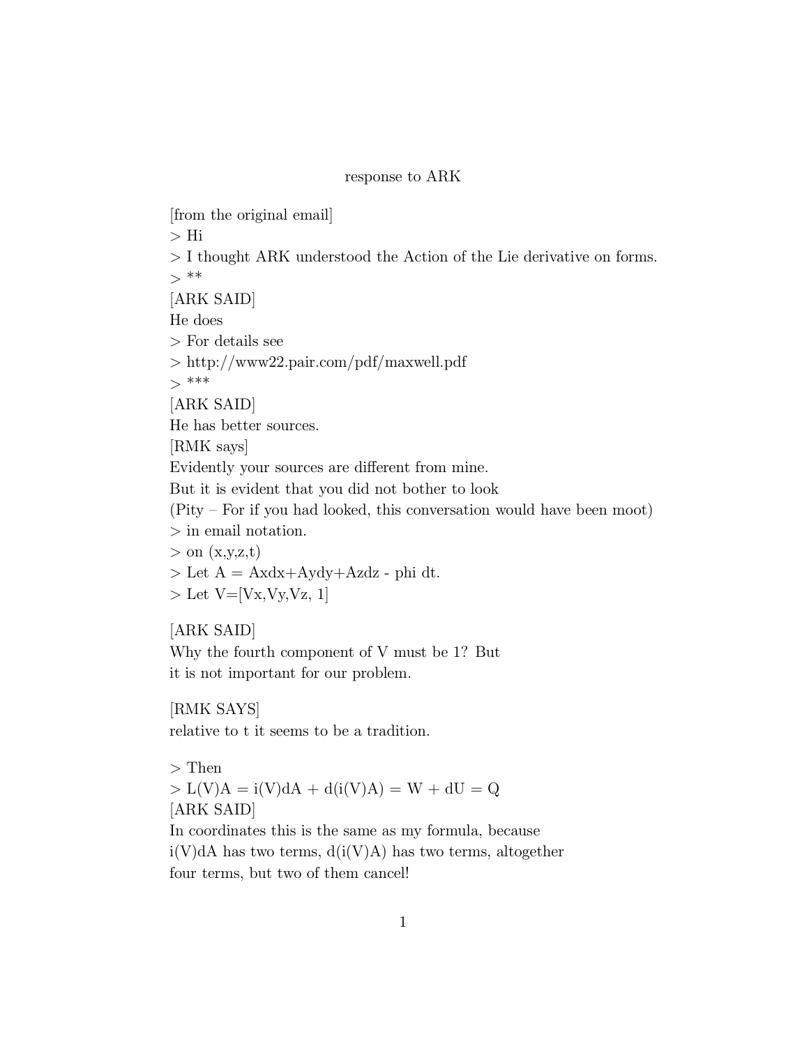# response to ARK

[from the original email]
> Hi
> I thought ARK understood the Action of the Lie derivative on forms.
> **
[ARK SAID]
He does
> For details see
> http://www22.pair.com/pdf/maxwell.pdf
> ***
[ARK SAID]
He has better sources.
[RMK says]
Evidently your sources are different from mine.
But it is evident that you did not bother to look
(Pity – For if you had looked, this conversation would have been moot)
> in email notation.
> on (x,y,z,t)
> Let A = Axdx+Aydy+Azdz - phi dt.
> Let V=[Vx,Vy,Vz, 1]

[ARK SAID]
Why the fourth component of V must be 1? But
it is not important for our problem.

[RMK SAYS]
relative to t it seems to be a tradition.

> Then
> L(V)A = i(V)dA + d(i(V)A) = W + dU = Q
[ARK SAID]
In coordinates this is the same as my formula, because
i(V)dA has two terms, d(i(V)A) has two terms, altogether
four terms, but two of them cancel!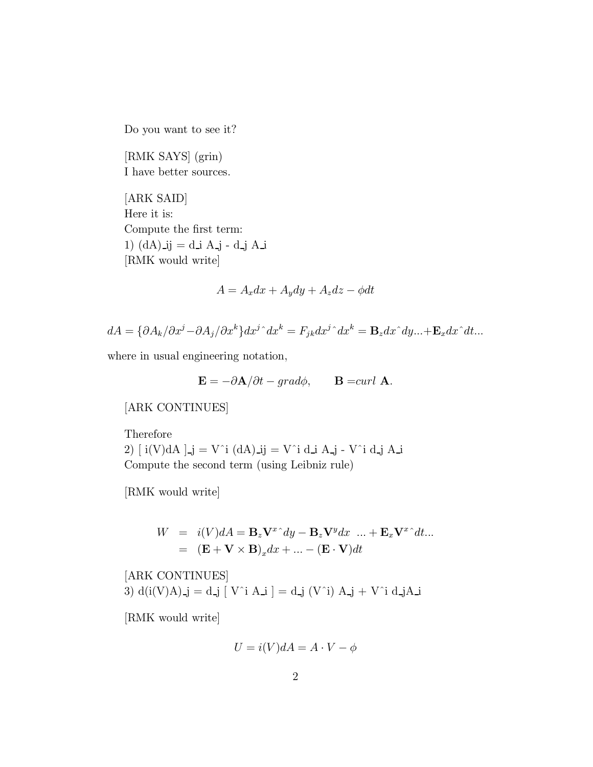Do you want to see it?

[RMK SAYS] (grin)
I have better sources.

[ARK SAID]
Here it is:
Compute the first term:
1) (dA)_ij = d_i A_j - d_j A_i
[RMK would write]

$$A = A_x dx + A_y dy + A_z dz - \phi dt$$

$$dA = \{\partial A_k/\partial x^j - \partial A_j/\partial x^k\} dx^j \hat{} dx^k = F_{jk} dx^j \hat{} dx^k = \mathbf{B}_z dx \hat{} dy ... + \mathbf{E}_x dx \hat{} dt ...$$

where in usual engineering notation,

$$\mathbf{E} = -\partial \mathbf{A}/\partial t - grad\phi, \qquad \mathbf{B} = curl\ \mathbf{A}.$$

[ARK CONTINUES]

Therefore
2) [ i(V)dA ]_j = V^i (dA)_ij = V^i d_i A_j - V^i d_j A_i
Compute the second term (using Leibniz rule)

[RMK would write]

$$\begin{aligned} W &= i(V)dA = \mathbf{B}_z \mathbf{V}^x \hat{} dy - \mathbf{B}_z \mathbf{V}^y dx \ \ ... + \mathbf{E}_x \mathbf{V}^x \hat{} dt ... \\ &= (\mathbf{E} + \mathbf{V} \times \mathbf{B})_x dx + ... - (\mathbf{E} \cdot \mathbf{V}) dt \end{aligned}$$

[ARK CONTINUES]
3) d(i(V)A)_j = d_j [ V^i A_i ] = d_j (V^i) A_j + V^i d_jA_i

[RMK would write]

$$U = i(V)dA = A \cdot V - \phi$$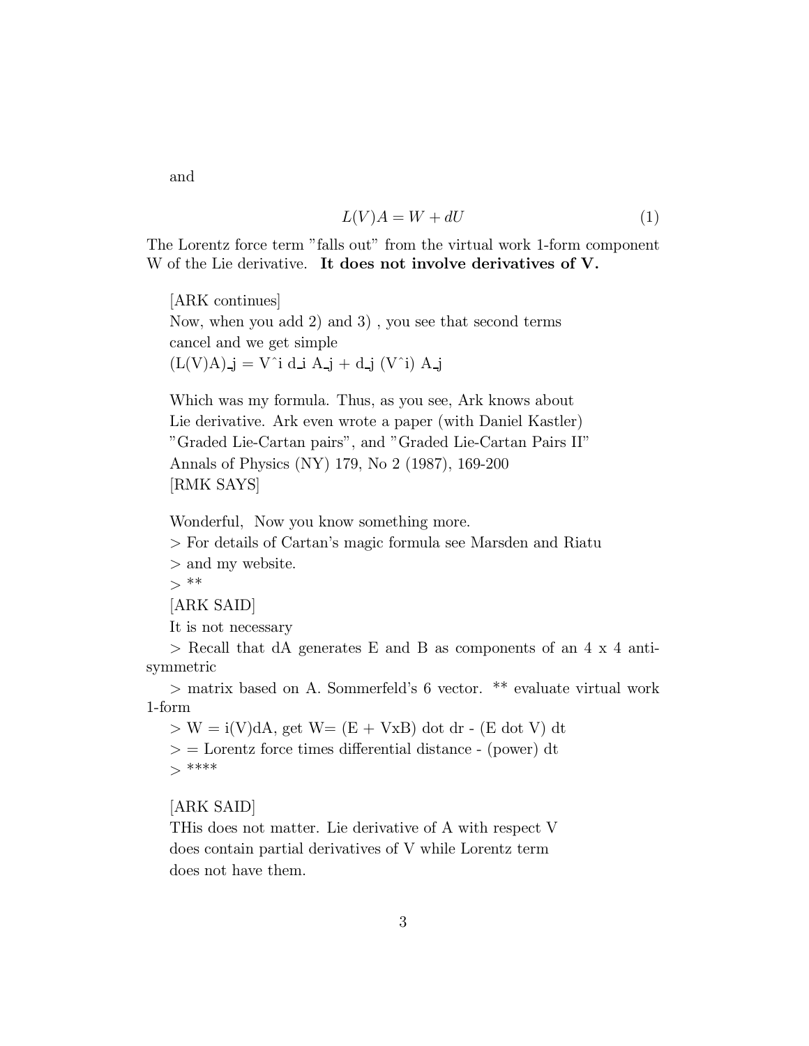and

$$L(V)A = W + dU \tag{1}$$

The Lorentz force term "falls out" from the virtual work 1-form component W of the Lie derivative. **It does not involve derivatives of V.**

[ARK continues]
Now, when you add 2) and 3) , you see that second terms cancel and we get simple
$(L(V)A)_j = V^i d_i A_j + d_j (V^i) A_j$

Which was my formula. Thus, as you see, Ark knows about Lie derivative. Ark even wrote a paper (with Daniel Kastler) "Graded Lie-Cartan pairs", and "Graded Lie-Cartan Pairs II" Annals of Physics (NY) 179, No 2 (1987), 169-200
[RMK SAYS]

Wonderful, Now you know something more.
> For details of Cartan's magic formula see Marsden and Riatu
> and my website.
> **
[ARK SAID]
It is not necessary
> Recall that dA generates E and B as components of an 4 x 4 anti-symmetric
> matrix based on A. Sommerfeld's 6 vector. ** evaluate virtual work 1-form
> W = i(V)dA, get W= (E + VxB) dot dr - (E dot V) dt
> = Lorentz force times differential distance - (power) dt
> ****

[ARK SAID]
THis does not matter. Lie derivative of A with respect V does contain partial derivatives of V while Lorentz term does not have them.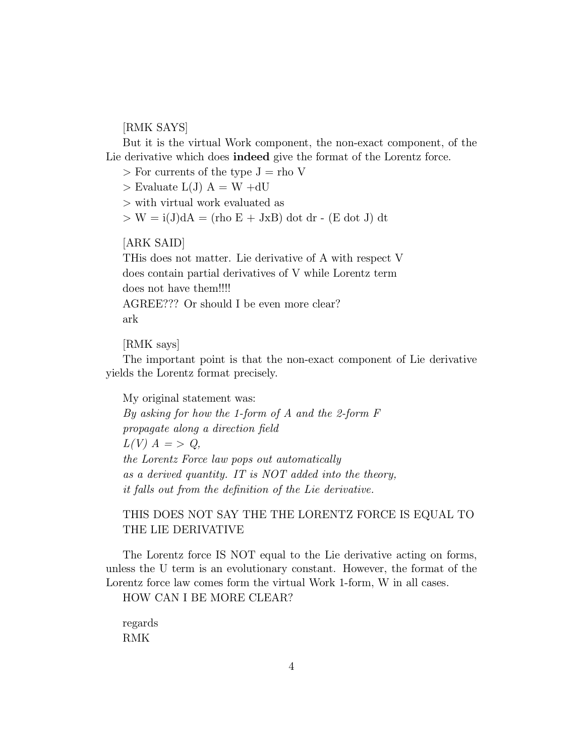[RMK SAYS]

But it is the virtual Work component, the non-exact component, of the Lie derivative which does **indeed** give the format of the Lorentz force.

> For currents of the type J = rho V

> Evaluate L(J) A = W +dU

> with virtual work evaluated as

> W = i(J)dA = (rho E + JxB) dot dr - (E dot J) dt

[ARK SAID]

THis does not matter. Lie derivative of A with respect V
does contain partial derivatives of V while Lorentz term
does not have them!!!!
AGREE??? Or should I be even more clear?
ark

[RMK says]

The important point is that the non-exact component of Lie derivative yields the Lorentz format precisely.

My original statement was:

*By asking for how the 1-form of A and the 2-form F*
*propagate along a direction field*
*L(V) A = > Q,*
*the Lorentz Force law pops out automatically*
*as a derived quantity. IT is NOT added into the theory,*
*it falls out from the definition of the Lie derivative.*

THIS DOES NOT SAY THE THE LORENTZ FORCE IS EQUAL TO THE LIE DERIVATIVE

The Lorentz force IS NOT equal to the Lie derivative acting on forms, unless the U term is an evolutionary constant. However, the format of the Lorentz force law comes form the virtual Work 1-form, W in all cases.

HOW CAN I BE MORE CLEAR?

regards
RMK